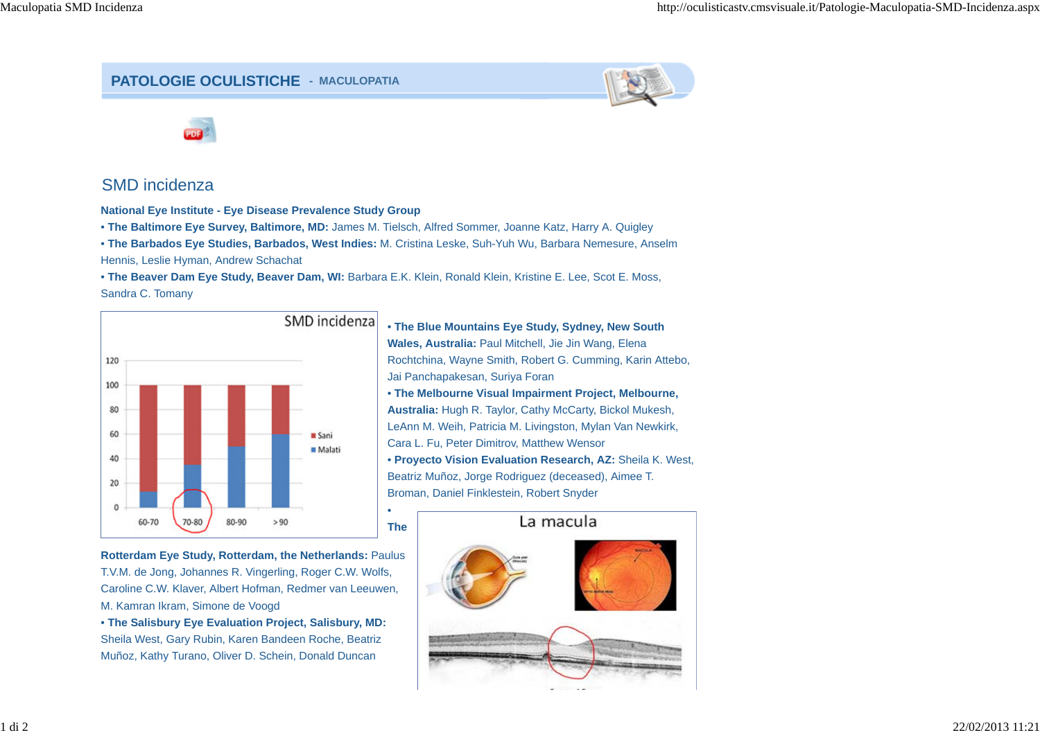## PATOLOGIE OCULISTICHE - MACULOPATIA

# SMD incidenza

**National Eye Institute - Eye Disease Prevalence Study Group**

- **The Baltimore Eye Survey, Baltimore, MD:** James M. Tielsch, Alfred Sommer, Joanne Katz, Harry A. Quigley
- **The Barbados Eye Studies, Barbados, West Indies:** M. Cristina Leske, Suh-Yuh Wu, Barbara Nemesure, Anselm Hennis, Leslie Hyman, Andrew Schachat
- **The Beaver Dam Eye Study, Beaver Dam, WI:** Barbara E.K. Klein, Ronald Klein, Kristine E. Lee, Scot E. Moss, Sandra C. Tomany
- **The Blue Mountains Eye Study, Sydney, New South Wales, Australia:** Paul Mitchell, Jie Jin Wang, Elena Rochtchina, Wayne Smith, Robert G. Cumming, Karin Attebo, Jai Panchapakesan, Suriya Foran
- **The Melbourne Visual Impairment Project, Melbourne, Australia:** Hugh R. Taylor, Cathy McCarty, Bickol Mukesh, LeAnn M. Weih, Patricia M. Livingston, Mylan Van Newkirk, Cara L. Fu, Peter Dimitrov, Matthew Wensor
- **Proyecto Vision Evaluation Research, AZ:** Sheila K. West, Beatriz Muñoz, Jorge Rodriguez (deceased), Aimee T. Broman, Daniel Finklestein, Robert Snyder
- **The Rotterdam Eye Study, Rotterdam, the Netherlands:** Paulus T.V.M. de Jong, Johannes R. Vingerling, Roger C.W. Wolfs, Caroline C.W. Klaver, Albert Hofman, Redmer van Leeuwen, M. Kamran Ikram, Simone de Voogd
- **The Salisbury Eye Evaluation Project, Salisbury, MD:** Sheila West, Gary Rubin, Karen Bandeen Roche, Beatriz Muñoz, Kathy Turano, Oliver D. Schein, Donald Duncan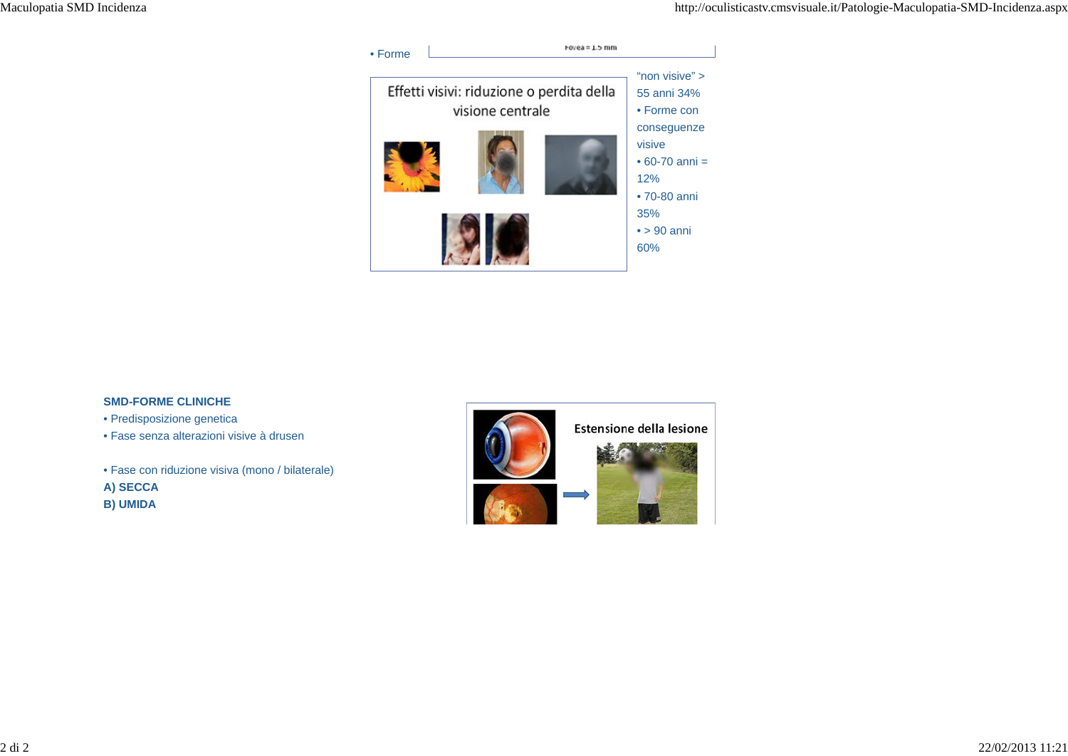• Forme

"non visive" > 55 anni 34%

• Forme con conseguenze visive

• 60-70 anni = 12%

• 70-80 anni 35%

• > 90 anni 60%

**SMD-FORME CLINICHE**

• Predisposizione genetica

• Fase senza alterazioni visive à drusen

• Fase con riduzione visiva (mono / bilaterale)

**A) SECCA**

**B) UMIDA**